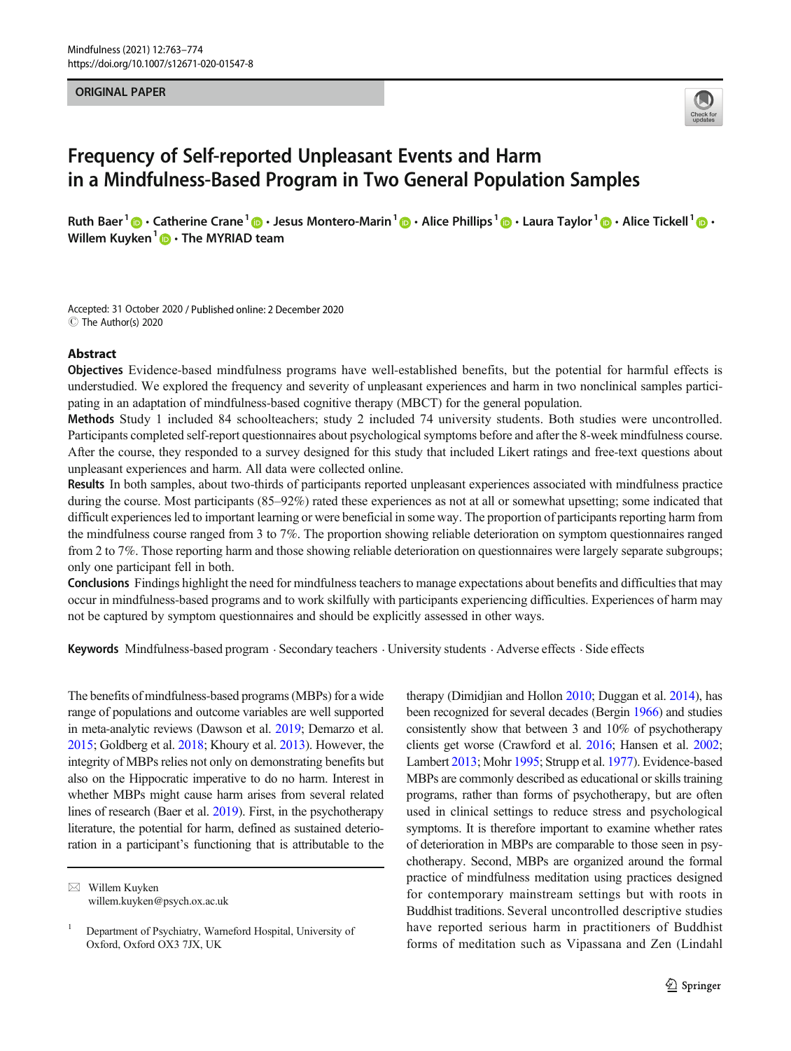ORIGINAL PAPER

# Frequency of Self-reported Unpleasant Events and Harm in a Mindfulness-Based Program in Two General Population Samples

Ruth Baer[1] · Catherine Crane[1] · Jesus Montero-Marin[1] · Alice Phillips[1] · Laura Taylor[1] · Alice Tickell[1] · Willem Kuyken[1] · The MYRIAD team

Accepted: 31 October 2020 / Published online: 2 December 2020
© The Author(s) 2020

## Abstract

**Objectives** Evidence-based mindfulness programs have well-established benefits, but the potential for harmful effects is understudied. We explored the frequency and severity of unpleasant experiences and harm in two nonclinical samples participating in an adaptation of mindfulness-based cognitive therapy (MBCT) for the general population.

**Methods** Study 1 included 84 schoolteachers; study 2 included 74 university students. Both studies were uncontrolled. Participants completed self-report questionnaires about psychological symptoms before and after the 8-week mindfulness course. After the course, they responded to a survey designed for this study that included Likert ratings and free-text questions about unpleasant experiences and harm. All data were collected online.

**Results** In both samples, about two-thirds of participants reported unpleasant experiences associated with mindfulness practice during the course. Most participants (85–92%) rated these experiences as not at all or somewhat upsetting; some indicated that difficult experiences led to important learning or were beneficial in some way. The proportion of participants reporting harm from the mindfulness course ranged from 3 to 7%. The proportion showing reliable deterioration on symptom questionnaires ranged from 2 to 7%. Those reporting harm and those showing reliable deterioration on questionnaires were largely separate subgroups; only one participant fell in both.

**Conclusions** Findings highlight the need for mindfulness teachers to manage expectations about benefits and difficulties that may occur in mindfulness-based programs and to work skilfully with participants experiencing difficulties. Experiences of harm may not be captured by symptom questionnaires and should be explicitly assessed in other ways.

**Keywords** Mindfulness-based program · Secondary teachers · University students · Adverse effects · Side effects

The benefits of mindfulness-based programs (MBPs) for a wide range of populations and outcome variables are well supported in meta-analytic reviews (Dawson et al. 2019; Demarzo et al. 2015; Goldberg et al. 2018; Khoury et al. 2013). However, the integrity of MBPs relies not only on demonstrating benefits but also on the Hippocratic imperative to do no harm. Interest in whether MBPs might cause harm arises from several related lines of research (Baer et al. 2019). First, in the psychotherapy literature, the potential for harm, defined as sustained deterioration in a participant's functioning that is attributable to the therapy (Dimidjian and Hollon 2010; Duggan et al. 2014), has been recognized for several decades (Bergin 1966) and studies consistently show that between 3 and 10% of psychotherapy clients get worse (Crawford et al. 2016; Hansen et al. 2002; Lambert 2013; Mohr 1995; Strupp et al. 1977). Evidence-based MBPs are commonly described as educational or skills training programs, rather than forms of psychotherapy, but are often used in clinical settings to reduce stress and psychological symptoms. It is therefore important to examine whether rates of deterioration in MBPs are comparable to those seen in psychotherapy. Second, MBPs are organized around the formal practice of mindfulness meditation using practices designed for contemporary mainstream settings but with roots in Buddhist traditions. Several uncontrolled descriptive studies have reported serious harm in practitioners of Buddhist forms of meditation such as Vipassana and Zen (Lindahl

✉ Willem Kuyken
willem.kuyken@psych.ox.ac.uk

[1] Department of Psychiatry, Warneford Hospital, University of Oxford, Oxford OX3 7JX, UK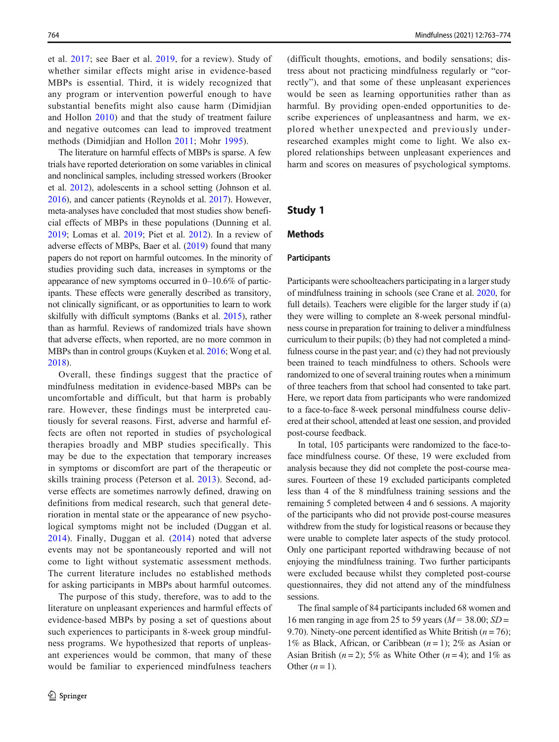et al. 2017; see Baer et al. 2019, for a review). Study of whether similar effects might arise in evidence-based MBPs is essential. Third, it is widely recognized that any program or intervention powerful enough to have substantial benefits might also cause harm (Dimidjian and Hollon 2010) and that the study of treatment failure and negative outcomes can lead to improved treatment methods (Dimidjian and Hollon 2011; Mohr 1995).

The literature on harmful effects of MBPs is sparse. A few trials have reported deterioration on some variables in clinical and nonclinical samples, including stressed workers (Brooker et al. 2012), adolescents in a school setting (Johnson et al. 2016), and cancer patients (Reynolds et al. 2017). However, meta-analyses have concluded that most studies show beneficial effects of MBPs in these populations (Dunning et al. 2019; Lomas et al. 2019; Piet et al. 2012). In a review of adverse effects of MBPs, Baer et al. (2019) found that many papers do not report on harmful outcomes. In the minority of studies providing such data, increases in symptoms or the appearance of new symptoms occurred in 0–10.6% of participants. These effects were generally described as transitory, not clinically significant, or as opportunities to learn to work skilfully with difficult symptoms (Banks et al. 2015), rather than as harmful. Reviews of randomized trials have shown that adverse effects, when reported, are no more common in MBPs than in control groups (Kuyken et al. 2016; Wong et al. 2018).

Overall, these findings suggest that the practice of mindfulness meditation in evidence-based MBPs can be uncomfortable and difficult, but that harm is probably rare. However, these findings must be interpreted cautiously for several reasons. First, adverse and harmful effects are often not reported in studies of psychological therapies broadly and MBP studies specifically. This may be due to the expectation that temporary increases in symptoms or discomfort are part of the therapeutic or skills training process (Peterson et al. 2013). Second, adverse effects are sometimes narrowly defined, drawing on definitions from medical research, such that general deterioration in mental state or the appearance of new psychological symptoms might not be included (Duggan et al. 2014). Finally, Duggan et al. (2014) noted that adverse events may not be spontaneously reported and will not come to light without systematic assessment methods. The current literature includes no established methods for asking participants in MBPs about harmful outcomes.

The purpose of this study, therefore, was to add to the literature on unpleasant experiences and harmful effects of evidence-based MBPs by posing a set of questions about such experiences to participants in 8-week group mindfulness programs. We hypothesized that reports of unpleasant experiences would be common, that many of these would be familiar to experienced mindfulness teachers (difficult thoughts, emotions, and bodily sensations; distress about not practicing mindfulness regularly or "correctly"), and that some of these unpleasant experiences would be seen as learning opportunities rather than as harmful. By providing open-ended opportunities to describe experiences of unpleasantness and harm, we explored whether unexpected and previously under-researched examples might come to light. We also explored relationships between unpleasant experiences and harm and scores on measures of psychological symptoms.

## Study 1

### Methods

#### Participants

Participants were schoolteachers participating in a larger study of mindfulness training in schools (see Crane et al. 2020, for full details). Teachers were eligible for the larger study if (a) they were willing to complete an 8-week personal mindfulness course in preparation for training to deliver a mindfulness curriculum to their pupils; (b) they had not completed a mindfulness course in the past year; and (c) they had not previously been trained to teach mindfulness to others. Schools were randomized to one of several training routes when a minimum of three teachers from that school had consented to take part. Here, we report data from participants who were randomized to a face-to-face 8-week personal mindfulness course delivered at their school, attended at least one session, and provided post-course feedback.

In total, 105 participants were randomized to the face-to-face mindfulness course. Of these, 19 were excluded from analysis because they did not complete the post-course measures. Fourteen of these 19 excluded participants completed less than 4 of the 8 mindfulness training sessions and the remaining 5 completed between 4 and 6 sessions. A majority of the participants who did not provide post-course measures withdrew from the study for logistical reasons or because they were unable to complete later aspects of the study protocol. Only one participant reported withdrawing because of not enjoying the mindfulness training. Two further participants were excluded because whilst they completed post-course questionnaires, they did not attend any of the mindfulness sessions.

The final sample of 84 participants included 68 women and 16 men ranging in age from 25 to 59 years ($M = 38.00$; $SD = 9.70$). Ninety-one percent identified as White British ($n = 76$); 1% as Black, African, or Caribbean ($n = 1$); 2% as Asian or Asian British ($n = 2$); 5% as White Other ($n = 4$); and 1% as Other ($n = 1$).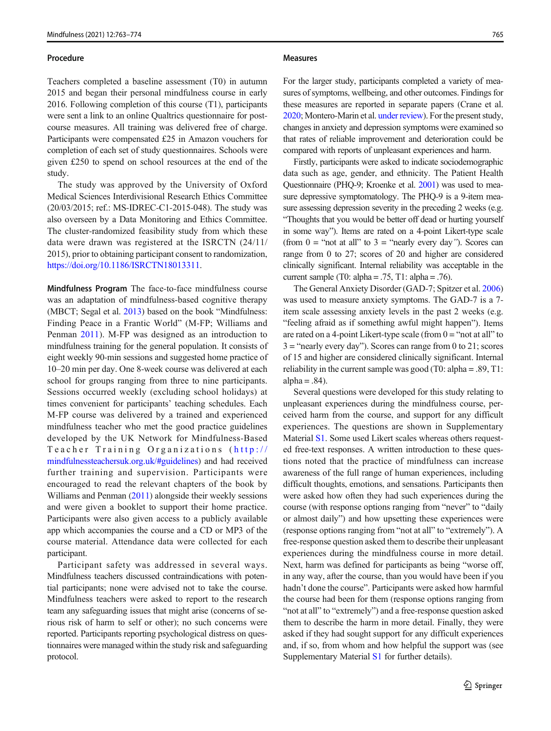### Procedure

Teachers completed a baseline assessment (T0) in autumn 2015 and began their personal mindfulness course in early 2016. Following completion of this course (T1), participants were sent a link to an online Qualtrics questionnaire for post-course measures. All training was delivered free of charge. Participants were compensated £25 in Amazon vouchers for completion of each set of study questionnaires. Schools were given £250 to spend on school resources at the end of the study.

The study was approved by the University of Oxford Medical Sciences Interdivisional Research Ethics Committee (20/03/2015; ref.: MS-IDREC-C1-2015-048). The study was also overseen by a Data Monitoring and Ethics Committee. The cluster-randomized feasibility study from which these data were drawn was registered at the ISRCTN (24/11/2015), prior to obtaining participant consent to randomization, https://doi.org/10.1186/ISRCTN18013311.

**Mindfulness Program** The face-to-face mindfulness course was an adaptation of mindfulness-based cognitive therapy (MBCT; Segal et al. 2013) based on the book "Mindfulness: Finding Peace in a Frantic World" (M-FP; Williams and Penman 2011). M-FP was designed as an introduction to mindfulness training for the general population. It consists of eight weekly 90-min sessions and suggested home practice of 10–20 min per day. One 8-week course was delivered at each school for groups ranging from three to nine participants. Sessions occurred weekly (excluding school holidays) at times convenient for participants' teaching schedules. Each M-FP course was delivered by a trained and experienced mindfulness teacher who met the good practice guidelines developed by the UK Network for Mindfulness-Based Teacher Training Organizations (http://mindfulnessteachersuk.org.uk/#guidelines) and had received further training and supervision. Participants were encouraged to read the relevant chapters of the book by Williams and Penman (2011) alongside their weekly sessions and were given a booklet to support their home practice. Participants were also given access to a publicly available app which accompanies the course and a CD or MP3 of the course material. Attendance data were collected for each participant.

Participant safety was addressed in several ways. Mindfulness teachers discussed contraindications with potential participants; none were advised not to take the course. Mindfulness teachers were asked to report to the research team any safeguarding issues that might arise (concerns of serious risk of harm to self or other); no such concerns were reported. Participants reporting psychological distress on questionnaires were managed within the study risk and safeguarding protocol.

### Measures

For the larger study, participants completed a variety of measures of symptoms, wellbeing, and other outcomes. Findings for these measures are reported in separate papers (Crane et al. 2020; Montero-Marin et al. under review). For the present study, changes in anxiety and depression symptoms were examined so that rates of reliable improvement and deterioration could be compared with reports of unpleasant experiences and harm.

Firstly, participants were asked to indicate sociodemographic data such as age, gender, and ethnicity. The Patient Health Questionnaire (PHQ-9; Kroenke et al. 2001) was used to measure depressive symptomatology. The PHQ-9 is a 9-item measure assessing depression severity in the preceding 2 weeks (e.g. "Thoughts that you would be better off dead or hurting yourself in some way"). Items are rated on a 4-point Likert-type scale (from 0 = "not at all" to 3 = "nearly every day"). Scores can range from 0 to 27; scores of 20 and higher are considered clinically significant. Internal reliability was acceptable in the current sample (T0: alpha = .75, T1: alpha = .76).

The General Anxiety Disorder (GAD-7; Spitzer et al. 2006) was used to measure anxiety symptoms. The GAD-7 is a 7-item scale assessing anxiety levels in the past 2 weeks (e.g. "feeling afraid as if something awful might happen"). Items are rated on a 4-point Likert-type scale (from 0 = "not at all" to 3 = "nearly every day"). Scores can range from 0 to 21; scores of 15 and higher are considered clinically significant. Internal reliability in the current sample was good (T0: alpha = .89, T1: alpha = .84).

Several questions were developed for this study relating to unpleasant experiences during the mindfulness course, perceived harm from the course, and support for any difficult experiences. The questions are shown in Supplementary Material S1. Some used Likert scales whereas others requested free-text responses. A written introduction to these questions noted that the practice of mindfulness can increase awareness of the full range of human experiences, including difficult thoughts, emotions, and sensations. Participants then were asked how often they had such experiences during the course (with response options ranging from "never" to "daily or almost daily") and how upsetting these experiences were (response options ranging from "not at all" to "extremely"). A free-response question asked them to describe their unpleasant experiences during the mindfulness course in more detail. Next, harm was defined for participants as being "worse off, in any way, after the course, than you would have been if you hadn't done the course". Participants were asked how harmful the course had been for them (response options ranging from "not at all" to "extremely") and a free-response question asked them to describe the harm in more detail. Finally, they were asked if they had sought support for any difficult experiences and, if so, from whom and how helpful the support was (see Supplementary Material S1 for further details).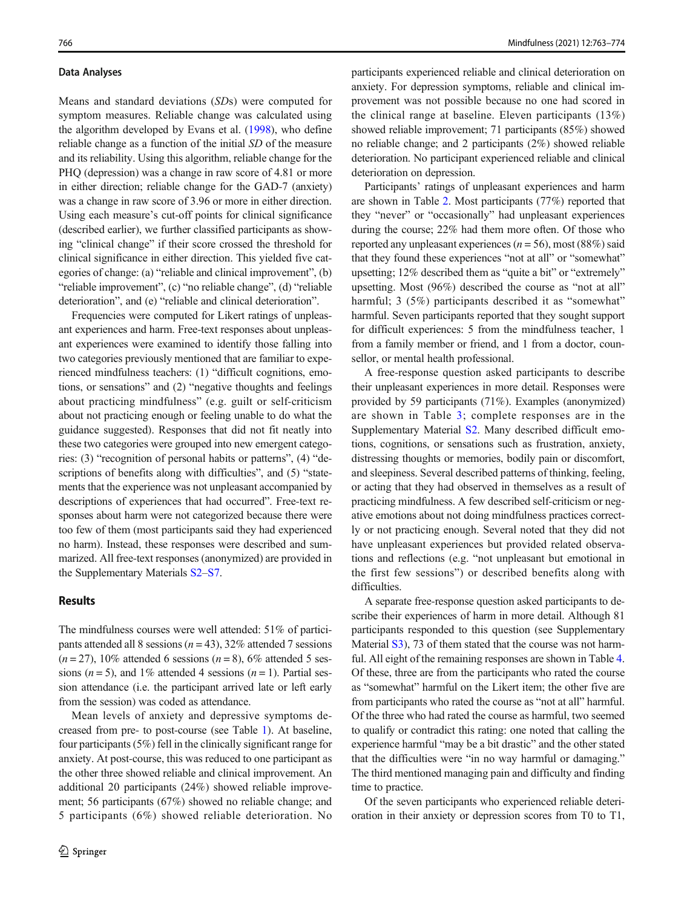### Data Analyses

Means and standard deviations (*SD*s) were computed for symptom measures. Reliable change was calculated using the algorithm developed by Evans et al. (1998), who define reliable change as a function of the initial *SD* of the measure and its reliability. Using this algorithm, reliable change for the PHQ (depression) was a change in raw score of 4.81 or more in either direction; reliable change for the GAD-7 (anxiety) was a change in raw score of 3.96 or more in either direction. Using each measure's cut-off points for clinical significance (described earlier), we further classified participants as showing "clinical change" if their score crossed the threshold for clinical significance in either direction. This yielded five categories of change: (a) "reliable and clinical improvement", (b) "reliable improvement", (c) "no reliable change", (d) "reliable deterioration", and (e) "reliable and clinical deterioration".

Frequencies were computed for Likert ratings of unpleasant experiences and harm. Free-text responses about unpleasant experiences were examined to identify those falling into two categories previously mentioned that are familiar to experienced mindfulness teachers: (1) "difficult cognitions, emotions, or sensations" and (2) "negative thoughts and feelings about practicing mindfulness" (e.g. guilt or self-criticism about not practicing enough or feeling unable to do what the guidance suggested). Responses that did not fit neatly into these two categories were grouped into new emergent categories: (3) "recognition of personal habits or patterns", (4) "descriptions of benefits along with difficulties", and (5) "statements that the experience was not unpleasant accompanied by descriptions of experiences that had occurred". Free-text responses about harm were not categorized because there were too few of them (most participants said they had experienced no harm). Instead, these responses were described and summarized. All free-text responses (anonymized) are provided in the Supplementary Materials S2–S7.

## Results

The mindfulness courses were well attended: 51% of participants attended all 8 sessions ($n = 43$), 32% attended 7 sessions ($n = 27$), 10% attended 6 sessions ($n = 8$), 6% attended 5 sessions ($n = 5$), and 1% attended 4 sessions ($n = 1$). Partial session attendance (i.e. the participant arrived late or left early from the session) was coded as attendance.

Mean levels of anxiety and depressive symptoms decreased from pre- to post-course (see Table 1). At baseline, four participants (5%) fell in the clinically significant range for anxiety. At post-course, this was reduced to one participant as the other three showed reliable and clinical improvement. An additional 20 participants (24%) showed reliable improvement; 56 participants (67%) showed no reliable change; and 5 participants (6%) showed reliable deterioration. No participants experienced reliable and clinical deterioration on anxiety. For depression symptoms, reliable and clinical improvement was not possible because no one had scored in the clinical range at baseline. Eleven participants (13%) showed reliable improvement; 71 participants (85%) showed no reliable change; and 2 participants (2%) showed reliable deterioration. No participant experienced reliable and clinical deterioration on depression.

Participants' ratings of unpleasant experiences and harm are shown in Table 2. Most participants (77%) reported that they "never" or "occasionally" had unpleasant experiences during the course; 22% had them more often. Of those who reported any unpleasant experiences ($n = 56$), most (88%) said that they found these experiences "not at all" or "somewhat" upsetting; 12% described them as "quite a bit" or "extremely" upsetting. Most (96%) described the course as "not at all" harmful; 3 (5%) participants described it as "somewhat" harmful. Seven participants reported that they sought support for difficult experiences: 5 from the mindfulness teacher, 1 from a family member or friend, and 1 from a doctor, counsellor, or mental health professional.

A free-response question asked participants to describe their unpleasant experiences in more detail. Responses were provided by 59 participants (71%). Examples (anonymized) are shown in Table 3; complete responses are in the Supplementary Material S2. Many described difficult emotions, cognitions, or sensations such as frustration, anxiety, distressing thoughts or memories, bodily pain or discomfort, and sleepiness. Several described patterns of thinking, feeling, or acting that they had observed in themselves as a result of practicing mindfulness. A few described self-criticism or negative emotions about not doing mindfulness practices correctly or not practicing enough. Several noted that they did not have unpleasant experiences but provided related observations and reflections (e.g. "not unpleasant but emotional in the first few sessions") or described benefits along with difficulties.

A separate free-response question asked participants to describe their experiences of harm in more detail. Although 81 participants responded to this question (see Supplementary Material S3), 73 of them stated that the course was not harmful. All eight of the remaining responses are shown in Table 4. Of these, three are from the participants who rated the course as "somewhat" harmful on the Likert item; the other five are from participants who rated the course as "not at all" harmful. Of the three who had rated the course as harmful, two seemed to qualify or contradict this rating: one noted that calling the experience harmful "may be a bit drastic" and the other stated that the difficulties were "in no way harmful or damaging." The third mentioned managing pain and difficulty and finding time to practice.

Of the seven participants who experienced reliable deterioration in their anxiety or depression scores from T0 to T1,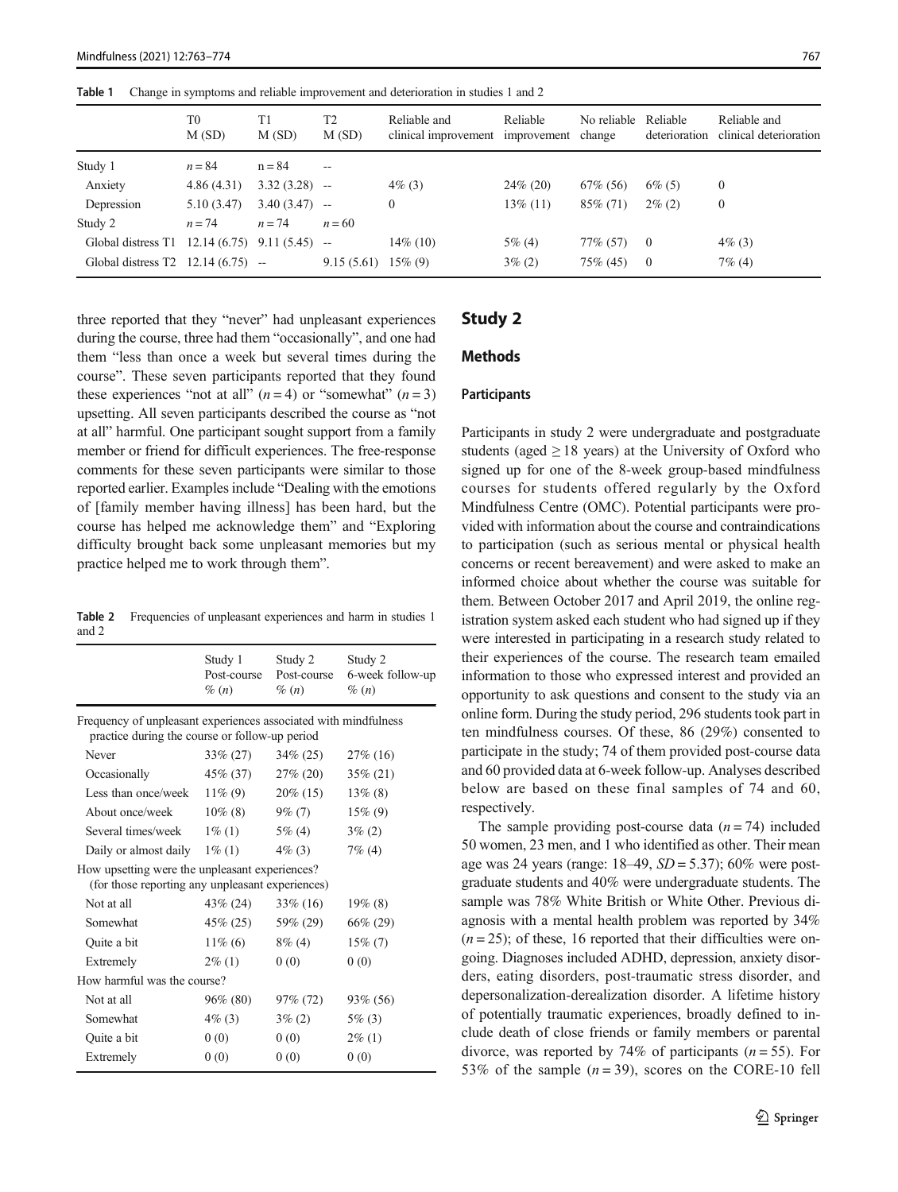**Table 1** Change in symptoms and reliable improvement and deterioration in studies 1 and 2

| | T0 M (SD) | T1 M (SD) | T2 M (SD) | Reliable and clinical improvement | Reliable improvement | No reliable change | Reliable deterioration | Reliable and clinical deterioration |
|---|---|---|---|---|---|---|---|---|
| Study 1 | $n = 84$ | n = 84 | -- | | | | | |
| Anxiety | 4.86 (4.31) | 3.32 (3.28) | -- | 4% (3) | 24% (20) | 67% (56) | 6% (5) | 0 |
| Depression | 5.10 (3.47) | 3.40 (3.47) | -- | 0 | 13% (11) | 85% (71) | 2% (2) | 0 |
| Study 2 | $n = 74$ | $n = 74$ | $n = 60$ | | | | | |
| Global distress T1 | 12.14 (6.75) | 9.11 (5.45) | -- | 14% (10) | 5% (4) | 77% (57) | 0 | 4% (3) |
| Global distress T2 | 12.14 (6.75) | -- | 9.15 (5.61) | 15% (9) | 3% (2) | 75% (45) | 0 | 7% (4) |

three reported that they "never" had unpleasant experiences during the course, three had them "occasionally", and one had them "less than once a week but several times during the course". These seven participants reported that they found these experiences "not at all" ($n = 4$) or "somewhat" ($n = 3$) upsetting. All seven participants described the course as "not at all" harmful. One participant sought support from a family member or friend for difficult experiences. The free-response comments for these seven participants were similar to those reported earlier. Examples include "Dealing with the emotions of [family member having illness] has been hard, but the course has helped me acknowledge them" and "Exploring difficulty brought back some unpleasant memories but my practice helped me to work through them".

**Table 2** Frequencies of unpleasant experiences and harm in studies 1 and 2

| | Study 1 Post-course % (*n*) | Study 2 Post-course % (*n*) | Study 2 6-week follow-up % (*n*) |
|---|---|---|---|
| Frequency of unpleasant experiences associated with mindfulness practice during the course or follow-up period | | | |
| Never | 33% (27) | 34% (25) | 27% (16) |
| Occasionally | 45% (37) | 27% (20) | 35% (21) |
| Less than once/week | 11% (9) | 20% (15) | 13% (8) |
| About once/week | 10% (8) | 9% (7) | 15% (9) |
| Several times/week | 1% (1) | 5% (4) | 3% (2) |
| Daily or almost daily | 1% (1) | 4% (3) | 7% (4) |
| How upsetting were the unpleasant experiences? (for those reporting any unpleasant experiences) | | | |
| Not at all | 43% (24) | 33% (16) | 19% (8) |
| Somewhat | 45% (25) | 59% (29) | 66% (29) |
| Quite a bit | 11% (6) | 8% (4) | 15% (7) |
| Extremely | 2% (1) | 0 (0) | 0 (0) |
| How harmful was the course? | | | |
| Not at all | 96% (80) | 97% (72) | 93% (56) |
| Somewhat | 4% (3) | 3% (2) | 5% (3) |
| Quite a bit | 0 (0) | 0 (0) | 2% (1) |
| Extremely | 0 (0) | 0 (0) | 0 (0) |

## Study 2

### Methods

#### Participants

Participants in study 2 were undergraduate and postgraduate students (aged ≥ 18 years) at the University of Oxford who signed up for one of the 8-week group-based mindfulness courses for students offered regularly by the Oxford Mindfulness Centre (OMC). Potential participants were provided with information about the course and contraindications to participation (such as serious mental or physical health concerns or recent bereavement) and were asked to make an informed choice about whether the course was suitable for them. Between October 2017 and April 2019, the online registration system asked each student who had signed up if they were interested in participating in a research study related to their experiences of the course. The research team emailed information to those who expressed interest and provided an opportunity to ask questions and consent to the study via an online form. During the study period, 296 students took part in ten mindfulness courses. Of these, 86 (29%) consented to participate in the study; 74 of them provided post-course data and 60 provided data at 6-week follow-up. Analyses described below are based on these final samples of 74 and 60, respectively.

The sample providing post-course data ($n = 74$) included 50 women, 23 men, and 1 who identified as other. Their mean age was 24 years (range: 18–49, $SD = 5.37$); 60% were postgraduate students and 40% were undergraduate students. The sample was 78% White British or White Other. Previous diagnosis with a mental health problem was reported by 34% ($n = 25$); of these, 16 reported that their difficulties were ongoing. Diagnoses included ADHD, depression, anxiety disorders, eating disorders, post-traumatic stress disorder, and depersonalization-derealization disorder. A lifetime history of potentially traumatic experiences, broadly defined to include death of close friends or family members or parental divorce, was reported by 74% of participants ($n = 55$). For 53% of the sample ($n = 39$), scores on the CORE-10 fell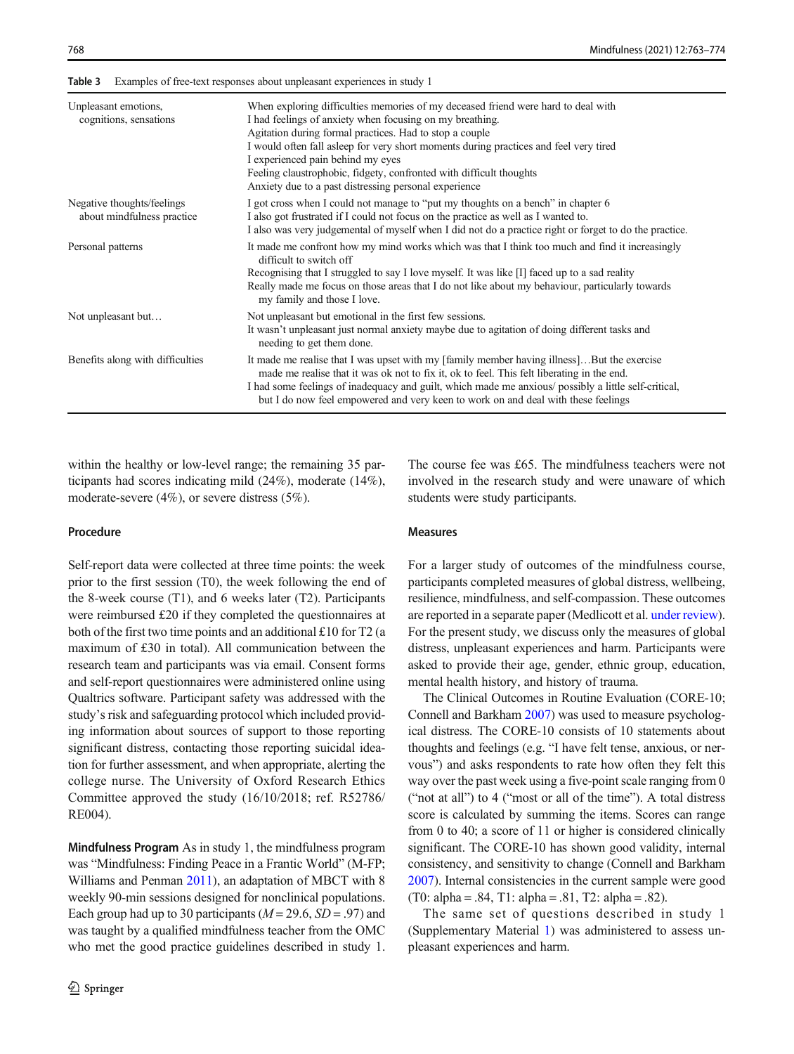**Table 3** Examples of free-text responses about unpleasant experiences in study 1

| | |
|---|---|
| Unpleasant emotions, cognitions, sensations | When exploring difficulties memories of my deceased friend were hard to deal with<br>I had feelings of anxiety when focusing on my breathing.<br>Agitation during formal practices. Had to stop a couple<br>I would often fall asleep for very short moments during practices and feel very tired<br>I experienced pain behind my eyes<br>Feeling claustrophobic, fidgety, confronted with difficult thoughts<br>Anxiety due to a past distressing personal experience |
| Negative thoughts/feelings about mindfulness practice | I got cross when I could not manage to "put my thoughts on a bench" in chapter 6<br>I also got frustrated if I could not focus on the practice as well as I wanted to.<br>I also was very judgemental of myself when I did not do a practice right or forget to do the practice. |
| Personal patterns | It made me confront how my mind works which was that I think too much and find it increasingly difficult to switch off<br>Recognising that I struggled to say I love myself. It was like [I] faced up to a sad reality<br>Really made me focus on those areas that I do not like about my behaviour, particularly towards my family and those I love. |
| Not unpleasant but… | Not unpleasant but emotional in the first few sessions.<br>It wasn't unpleasant just normal anxiety maybe due to agitation of doing different tasks and needing to get them done. |
| Benefits along with difficulties | It made me realise that I was upset with my [family member having illness]…But the exercise made me realise that it was ok not to fix it, ok to feel. This felt liberating in the end.<br>I had some feelings of inadequacy and guilt, which made me anxious/ possibly a little self-critical, but I do now feel empowered and very keen to work on and deal with these feelings |

within the healthy or low-level range; the remaining 35 participants had scores indicating mild (24%), moderate (14%), moderate-severe (4%), or severe distress (5%).

### Procedure

Self-report data were collected at three time points: the week prior to the first session (T0), the week following the end of the 8-week course (T1), and 6 weeks later (T2). Participants were reimbursed £20 if they completed the questionnaires at both of the first two time points and an additional £10 for T2 (a maximum of £30 in total). All communication between the research team and participants was via email. Consent forms and self-report questionnaires were administered online using Qualtrics software. Participant safety was addressed with the study's risk and safeguarding protocol which included providing information about sources of support to those reporting significant distress, contacting those reporting suicidal ideation for further assessment, and when appropriate, alerting the college nurse. The University of Oxford Research Ethics Committee approved the study (16/10/2018; ref. R52786/RE004).

**Mindfulness Program** As in study 1, the mindfulness program was "Mindfulness: Finding Peace in a Frantic World" (M-FP; Williams and Penman 2011), an adaptation of MBCT with 8 weekly 90-min sessions designed for nonclinical populations. Each group had up to 30 participants ($M = 29.6$, $SD = .97$) and was taught by a qualified mindfulness teacher from the OMC who met the good practice guidelines described in study 1. The course fee was £65. The mindfulness teachers were not involved in the research study and were unaware of which students were study participants.

### Measures

For a larger study of outcomes of the mindfulness course, participants completed measures of global distress, wellbeing, resilience, mindfulness, and self-compassion. These outcomes are reported in a separate paper (Medlicott et al. under review). For the present study, we discuss only the measures of global distress, unpleasant experiences and harm. Participants were asked to provide their age, gender, ethnic group, education, mental health history, and history of trauma.

The Clinical Outcomes in Routine Evaluation (CORE-10; Connell and Barkham 2007) was used to measure psychological distress. The CORE-10 consists of 10 statements about thoughts and feelings (e.g. "I have felt tense, anxious, or nervous") and asks respondents to rate how often they felt this way over the past week using a five-point scale ranging from 0 ("not at all") to 4 ("most or all of the time"). A total distress score is calculated by summing the items. Scores can range from 0 to 40; a score of 11 or higher is considered clinically significant. The CORE-10 has shown good validity, internal consistency, and sensitivity to change (Connell and Barkham 2007). Internal consistencies in the current sample were good (T0: alpha = .84, T1: alpha = .81, T2: alpha = .82).

The same set of questions described in study 1 (Supplementary Material 1) was administered to assess unpleasant experiences and harm.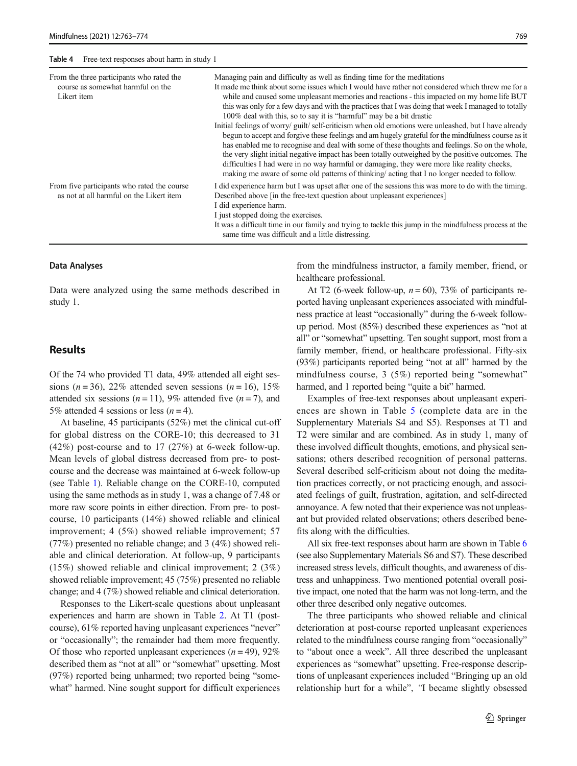**Table 4** Free-text responses about harm in study 1

| | |
|---|---|
| From the three participants who rated the course as somewhat harmful on the Likert item | Managing pain and difficulty as well as finding time for the meditations<br>It made me think about some issues which I would have rather not considered which threw me for a while and caused some unpleasant memories and reactions - this impacted on my home life BUT this was only for a few days and with the practices that I was doing that week I managed to totally 100% deal with this, so to say it is "harmful" may be a bit drastic<br>Initial feelings of worry/ guilt/ self-criticism when old emotions were unleashed, but I have already begun to accept and forgive these feelings and am hugely grateful for the mindfulness course as it has enabled me to recognise and deal with some of these thoughts and feelings. So on the whole, the very slight initial negative impact has been totally outweighed by the positive outcomes. The difficulties I had were in no way harmful or damaging, they were more like reality checks, making me aware of some old patterns of thinking/ acting that I no longer needed to follow. |
| From five participants who rated the course as not at all harmful on the Likert item | I did experience harm but I was upset after one of the sessions this was more to do with the timing.<br>Described above [in the free-text question about unpleasant experiences]<br>I did experience harm.<br>I just stopped doing the exercises.<br>It was a difficult time in our family and trying to tackle this jump in the mindfulness process at the same time was difficult and a little distressing. |

### Data Analyses

Data were analyzed using the same methods described in study 1.

## Results

Of the 74 who provided T1 data, 49% attended all eight sessions ($n = 36$), 22% attended seven sessions ($n = 16$), 15% attended six sessions ($n = 11$), 9% attended five ($n = 7$), and 5% attended 4 sessions or less ($n = 4$).

At baseline, 45 participants (52%) met the clinical cut-off for global distress on the CORE-10; this decreased to 31 (42%) post-course and to 17 (27%) at 6-week follow-up. Mean levels of global distress decreased from pre- to post-course and the decrease was maintained at 6-week follow-up (see Table 1). Reliable change on the CORE-10, computed using the same methods as in study 1, was a change of 7.48 or more raw score points in either direction. From pre- to post-course, 10 participants (14%) showed reliable and clinical improvement; 4 (5%) showed reliable improvement; 57 (77%) presented no reliable change; and 3 (4%) showed reliable and clinical deterioration. At follow-up, 9 participants (15%) showed reliable and clinical improvement; 2 (3%) showed reliable improvement; 45 (75%) presented no reliable change; and 4 (7%) showed reliable and clinical deterioration.

Responses to the Likert-scale questions about unpleasant experiences and harm are shown in Table 2. At T1 (post-course), 61% reported having unpleasant experiences "never" or "occasionally"; the remainder had them more frequently. Of those who reported unpleasant experiences ($n = 49$), 92% described them as "not at all" or "somewhat" upsetting. Most (97%) reported being unharmed; two reported being "somewhat" harmed. Nine sought support for difficult experiences from the mindfulness instructor, a family member, friend, or healthcare professional.

At T2 (6-week follow-up, $n = 60$), 73% of participants reported having unpleasant experiences associated with mindfulness practice at least "occasionally" during the 6-week follow-up period. Most (85%) described these experiences as "not at all" or "somewhat" upsetting. Ten sought support, most from a family member, friend, or healthcare professional. Fifty-six (93%) participants reported being "not at all" harmed by the mindfulness course, 3 (5%) reported being "somewhat" harmed, and 1 reported being "quite a bit" harmed.

Examples of free-text responses about unpleasant experiences are shown in Table 5 (complete data are in the Supplementary Materials S4 and S5). Responses at T1 and T2 were similar and are combined. As in study 1, many of these involved difficult thoughts, emotions, and physical sensations; others described recognition of personal patterns. Several described self-criticism about not doing the meditation practices correctly, or not practicing enough, and associated feelings of guilt, frustration, agitation, and self-directed annoyance. A few noted that their experience was not unpleasant but provided related observations; others described benefits along with the difficulties.

All six free-text responses about harm are shown in Table 6 (see also Supplementary Materials S6 and S7). These described increased stress levels, difficult thoughts, and awareness of distress and unhappiness. Two mentioned potential overall positive impact, one noted that the harm was not long-term, and the other three described only negative outcomes.

The three participants who showed reliable and clinical deterioration at post-course reported unpleasant experiences related to the mindfulness course ranging from "occasionally" to "about once a week". All three described the unpleasant experiences as "somewhat" upsetting. Free-response descriptions of unpleasant experiences included "Bringing up an old relationship hurt for a while", "I became slightly obsessed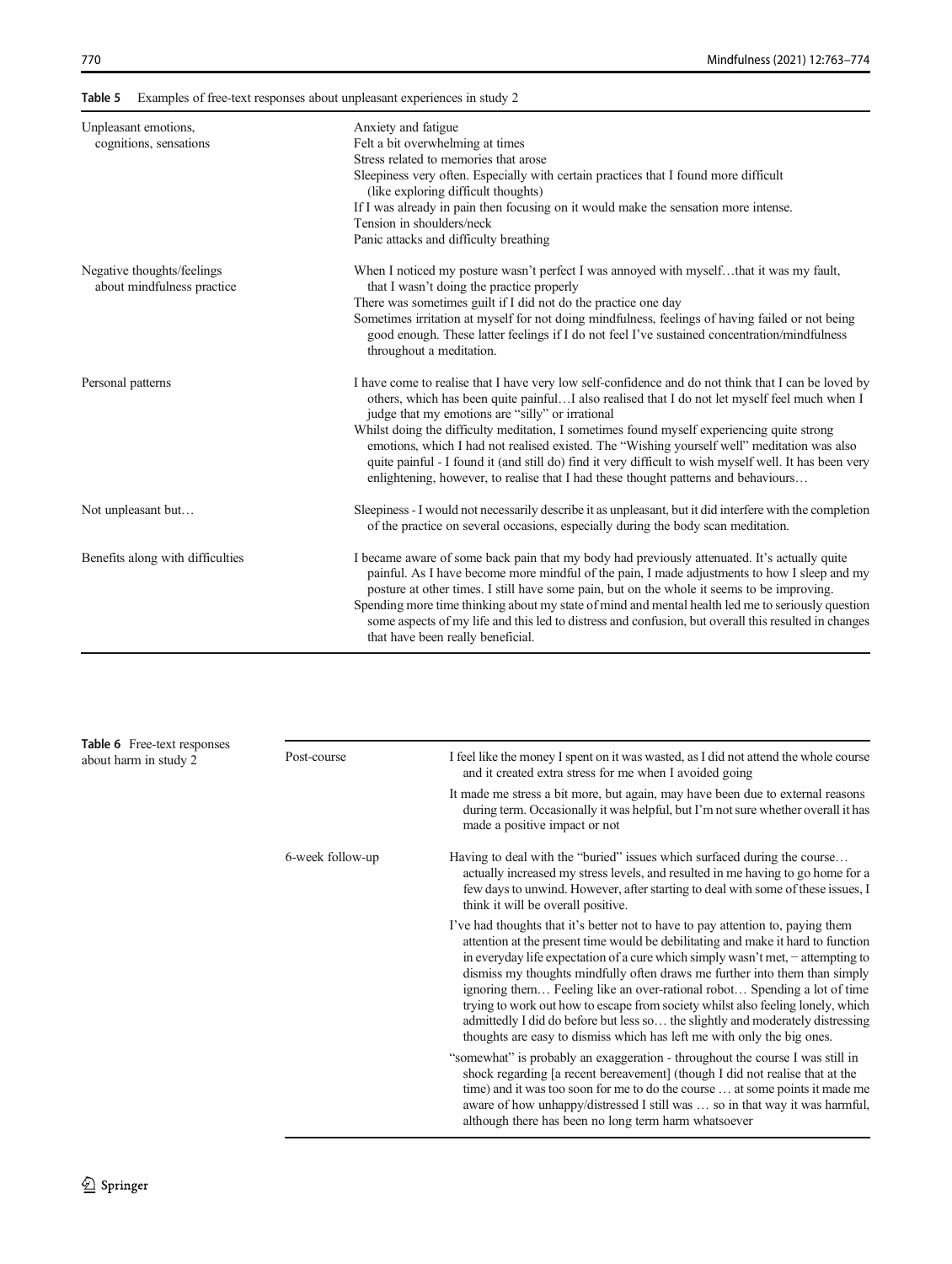**Table 5** Examples of free-text responses about unpleasant experiences in study 2

| | |
|---|---|
| Unpleasant emotions, cognitions, sensations | Anxiety and fatigue<br>Felt a bit overwhelming at times<br>Stress related to memories that arose<br>Sleepiness very often. Especially with certain practices that I found more difficult (like exploring difficult thoughts)<br>If I was already in pain then focusing on it would make the sensation more intense.<br>Tension in shoulders/neck<br>Panic attacks and difficulty breathing |
| Negative thoughts/feelings about mindfulness practice | When I noticed my posture wasn't perfect I was annoyed with myself…that it was my fault, that I wasn't doing the practice properly<br>There was sometimes guilt if I did not do the practice one day<br>Sometimes irritation at myself for not doing mindfulness, feelings of having failed or not being good enough. These latter feelings if I do not feel I've sustained concentration/mindfulness throughout a meditation. |
| Personal patterns | I have come to realise that I have very low self-confidence and do not think that I can be loved by others, which has been quite painful…I also realised that I do not let myself feel much when I judge that my emotions are "silly" or irrational<br>Whilst doing the difficulty meditation, I sometimes found myself experiencing quite strong emotions, which I had not realised existed. The "Wishing yourself well" meditation was also quite painful - I found it (and still do) find it very difficult to wish myself well. It has been very enlightening, however, to realise that I had these thought patterns and behaviours… |
| Not unpleasant but… | Sleepiness - I would not necessarily describe it as unpleasant, but it did interfere with the completion of the practice on several occasions, especially during the body scan meditation. |
| Benefits along with difficulties | I became aware of some back pain that my body had previously attenuated. It's actually quite painful. As I have become more mindful of the pain, I made adjustments to how I sleep and my posture at other times. I still have some pain, but on the whole it seems to be improving.<br>Spending more time thinking about my state of mind and mental health led me to seriously question some aspects of my life and this led to distress and confusion, but overall this resulted in changes that have been really beneficial. |

**Table 6** Free-text responses about harm in study 2

| | |
|---|---|
| Post-course | I feel like the money I spent on it was wasted, as I did not attend the whole course and it created extra stress for me when I avoided going |
| | It made me stress a bit more, but again, may have been due to external reasons during term. Occasionally it was helpful, but I'm not sure whether overall it has made a positive impact or not |
| 6-week follow-up | Having to deal with the "buried" issues which surfaced during the course… actually increased my stress levels, and resulted in me having to go home for a few days to unwind. However, after starting to deal with some of these issues, I think it will be overall positive. |
| | I've had thoughts that it's better not to have to pay attention to, paying them attention at the present time would be debilitating and make it hard to function in everyday life expectation of a cure which simply wasn't met, – attempting to dismiss my thoughts mindfully often draws me further into them than simply ignoring them… Feeling like an over-rational robot… Spending a lot of time trying to work out how to escape from society whilst also feeling lonely, which admittedly I did do before but less so… the slightly and moderately distressing thoughts are easy to dismiss which has left me with only the big ones. |
| | "somewhat" is probably an exaggeration - throughout the course I was still in shock regarding [a recent bereavement] (though I did not realise that at the time) and it was too soon for me to do the course … at some points it made me aware of how unhappy/distressed I still was … so in that way it was harmful, although there has been no long term harm whatsoever |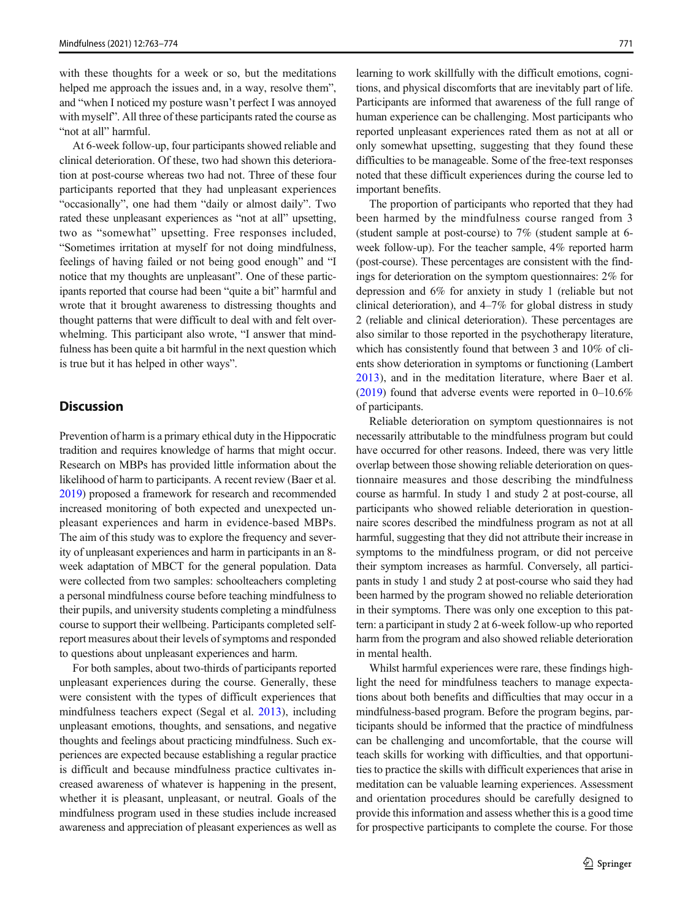with these thoughts for a week or so, but the meditations helped me approach the issues and, in a way, resolve them", and "when I noticed my posture wasn't perfect I was annoyed with myself". All three of these participants rated the course as "not at all" harmful.

At 6-week follow-up, four participants showed reliable and clinical deterioration. Of these, two had shown this deterioration at post-course whereas two had not. Three of these four participants reported that they had unpleasant experiences "occasionally", one had them "daily or almost daily". Two rated these unpleasant experiences as "not at all" upsetting, two as "somewhat" upsetting. Free responses included, "Sometimes irritation at myself for not doing mindfulness, feelings of having failed or not being good enough" and "I notice that my thoughts are unpleasant". One of these participants reported that course had been "quite a bit" harmful and wrote that it brought awareness to distressing thoughts and thought patterns that were difficult to deal with and felt overwhelming. This participant also wrote, "I answer that mindfulness has been quite a bit harmful in the next question which is true but it has helped in other ways".

## Discussion

Prevention of harm is a primary ethical duty in the Hippocratic tradition and requires knowledge of harms that might occur. Research on MBPs has provided little information about the likelihood of harm to participants. A recent review (Baer et al. 2019) proposed a framework for research and recommended increased monitoring of both expected and unexpected unpleasant experiences and harm in evidence-based MBPs. The aim of this study was to explore the frequency and severity of unpleasant experiences and harm in participants in an 8-week adaptation of MBCT for the general population. Data were collected from two samples: schoolteachers completing a personal mindfulness course before teaching mindfulness to their pupils, and university students completing a mindfulness course to support their wellbeing. Participants completed self-report measures about their levels of symptoms and responded to questions about unpleasant experiences and harm.

For both samples, about two-thirds of participants reported unpleasant experiences during the course. Generally, these were consistent with the types of difficult experiences that mindfulness teachers expect (Segal et al. 2013), including unpleasant emotions, thoughts, and sensations, and negative thoughts and feelings about practicing mindfulness. Such experiences are expected because establishing a regular practice is difficult and because mindfulness practice cultivates increased awareness of whatever is happening in the present, whether it is pleasant, unpleasant, or neutral. Goals of the mindfulness program used in these studies include increased awareness and appreciation of pleasant experiences as well as learning to work skillfully with the difficult emotions, cognitions, and physical discomforts that are inevitably part of life. Participants are informed that awareness of the full range of human experience can be challenging. Most participants who reported unpleasant experiences rated them as not at all or only somewhat upsetting, suggesting that they found these difficulties to be manageable. Some of the free-text responses noted that these difficult experiences during the course led to important benefits.

The proportion of participants who reported that they had been harmed by the mindfulness course ranged from 3 (student sample at post-course) to 7% (student sample at 6-week follow-up). For the teacher sample, 4% reported harm (post-course). These percentages are consistent with the findings for deterioration on the symptom questionnaires: 2% for depression and 6% for anxiety in study 1 (reliable but not clinical deterioration), and 4–7% for global distress in study 2 (reliable and clinical deterioration). These percentages are also similar to those reported in the psychotherapy literature, which has consistently found that between 3 and 10% of clients show deterioration in symptoms or functioning (Lambert 2013), and in the meditation literature, where Baer et al. (2019) found that adverse events were reported in 0–10.6% of participants.

Reliable deterioration on symptom questionnaires is not necessarily attributable to the mindfulness program but could have occurred for other reasons. Indeed, there was very little overlap between those showing reliable deterioration on questionnaire measures and those describing the mindfulness course as harmful. In study 1 and study 2 at post-course, all participants who showed reliable deterioration in questionnaire scores described the mindfulness program as not at all harmful, suggesting that they did not attribute their increase in symptoms to the mindfulness program, or did not perceive their symptom increases as harmful. Conversely, all participants in study 1 and study 2 at post-course who said they had been harmed by the program showed no reliable deterioration in their symptoms. There was only one exception to this pattern: a participant in study 2 at 6-week follow-up who reported harm from the program and also showed reliable deterioration in mental health.

Whilst harmful experiences were rare, these findings highlight the need for mindfulness teachers to manage expectations about both benefits and difficulties that may occur in a mindfulness-based program. Before the program begins, participants should be informed that the practice of mindfulness can be challenging and uncomfortable, that the course will teach skills for working with difficulties, and that opportunities to practice the skills with difficult experiences that arise in meditation can be valuable learning experiences. Assessment and orientation procedures should be carefully designed to provide this information and assess whether this is a good time for prospective participants to complete the course. For those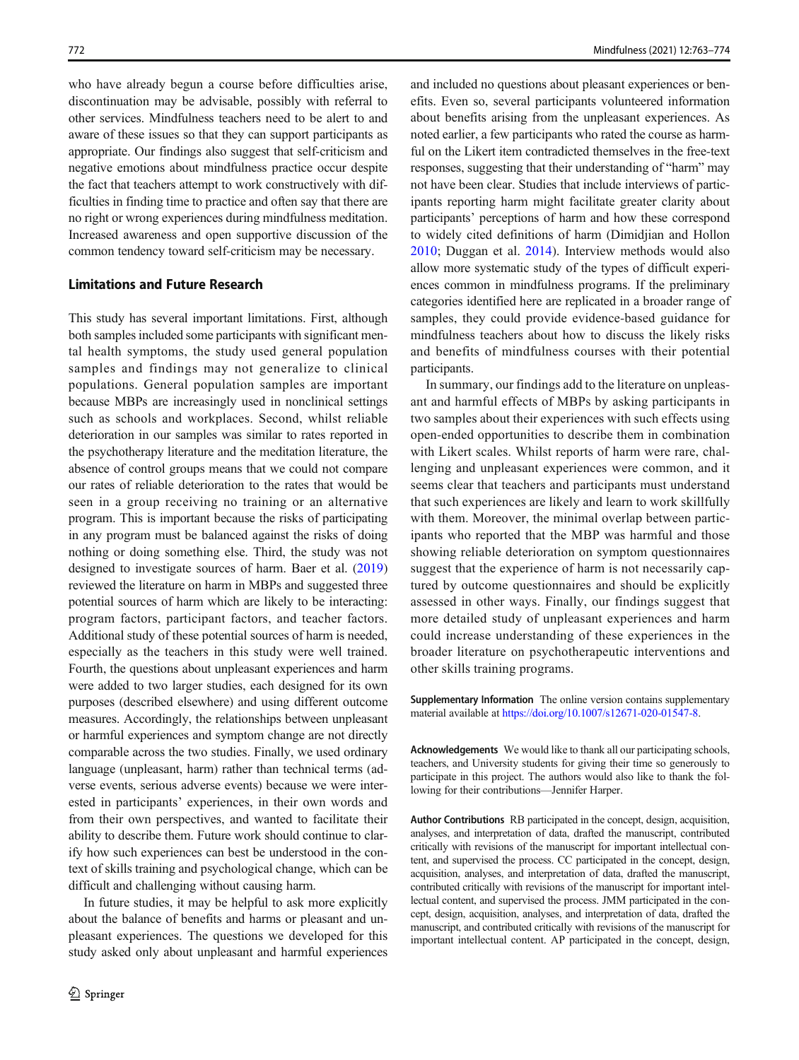who have already begun a course before difficulties arise, discontinuation may be advisable, possibly with referral to other services. Mindfulness teachers need to be alert to and aware of these issues so that they can support participants as appropriate. Our findings also suggest that self-criticism and negative emotions about mindfulness practice occur despite the fact that teachers attempt to work constructively with difficulties in finding time to practice and often say that there are no right or wrong experiences during mindfulness meditation. Increased awareness and open supportive discussion of the common tendency toward self-criticism may be necessary.

## Limitations and Future Research

This study has several important limitations. First, although both samples included some participants with significant mental health symptoms, the study used general population samples and findings may not generalize to clinical populations. General population samples are important because MBPs are increasingly used in nonclinical settings such as schools and workplaces. Second, whilst reliable deterioration in our samples was similar to rates reported in the psychotherapy literature and the meditation literature, the absence of control groups means that we could not compare our rates of reliable deterioration to the rates that would be seen in a group receiving no training or an alternative program. This is important because the risks of participating in any program must be balanced against the risks of doing nothing or doing something else. Third, the study was not designed to investigate sources of harm. Baer et al. (2019) reviewed the literature on harm in MBPs and suggested three potential sources of harm which are likely to be interacting: program factors, participant factors, and teacher factors. Additional study of these potential sources of harm is needed, especially as the teachers in this study were well trained. Fourth, the questions about unpleasant experiences and harm were added to two larger studies, each designed for its own purposes (described elsewhere) and using different outcome measures. Accordingly, the relationships between unpleasant or harmful experiences and symptom change are not directly comparable across the two studies. Finally, we used ordinary language (unpleasant, harm) rather than technical terms (adverse events, serious adverse events) because we were interested in participants' experiences, in their own words and from their own perspectives, and wanted to facilitate their ability to describe them. Future work should continue to clarify how such experiences can best be understood in the context of skills training and psychological change, which can be difficult and challenging without causing harm.

In future studies, it may be helpful to ask more explicitly about the balance of benefits and harms or pleasant and unpleasant experiences. The questions we developed for this study asked only about unpleasant and harmful experiences and included no questions about pleasant experiences or benefits. Even so, several participants volunteered information about benefits arising from the unpleasant experiences. As noted earlier, a few participants who rated the course as harmful on the Likert item contradicted themselves in the free-text responses, suggesting that their understanding of "harm" may not have been clear. Studies that include interviews of participants reporting harm might facilitate greater clarity about participants' perceptions of harm and how these correspond to widely cited definitions of harm (Dimidjian and Hollon 2010; Duggan et al. 2014). Interview methods would also allow more systematic study of the types of difficult experiences common in mindfulness programs. If the preliminary categories identified here are replicated in a broader range of samples, they could provide evidence-based guidance for mindfulness teachers about how to discuss the likely risks and benefits of mindfulness courses with their potential participants.

In summary, our findings add to the literature on unpleasant and harmful effects of MBPs by asking participants in two samples about their experiences with such effects using open-ended opportunities to describe them in combination with Likert scales. Whilst reports of harm were rare, challenging and unpleasant experiences were common, and it seems clear that teachers and participants must understand that such experiences are likely and learn to work skillfully with them. Moreover, the minimal overlap between participants who reported that the MBP was harmful and those showing reliable deterioration on symptom questionnaires suggest that the experience of harm is not necessarily captured by outcome questionnaires and should be explicitly assessed in other ways. Finally, our findings suggest that more detailed study of unpleasant experiences and harm could increase understanding of these experiences in the broader literature on psychotherapeutic interventions and other skills training programs.

**Supplementary Information** The online version contains supplementary material available at https://doi.org/10.1007/s12671-020-01547-8.

**Acknowledgements** We would like to thank all our participating schools, teachers, and University students for giving their time so generously to participate in this project. The authors would also like to thank the following for their contributions—Jennifer Harper.

**Author Contributions** RB participated in the concept, design, acquisition, analyses, and interpretation of data, drafted the manuscript, contributed critically with revisions of the manuscript for important intellectual content, and supervised the process. CC participated in the concept, design, acquisition, analyses, and interpretation of data, drafted the manuscript, contributed critically with revisions of the manuscript for important intellectual content, and supervised the process. JMM participated in the concept, design, acquisition, analyses, and interpretation of data, drafted the manuscript, and contributed critically with revisions of the manuscript for important intellectual content. AP participated in the concept, design,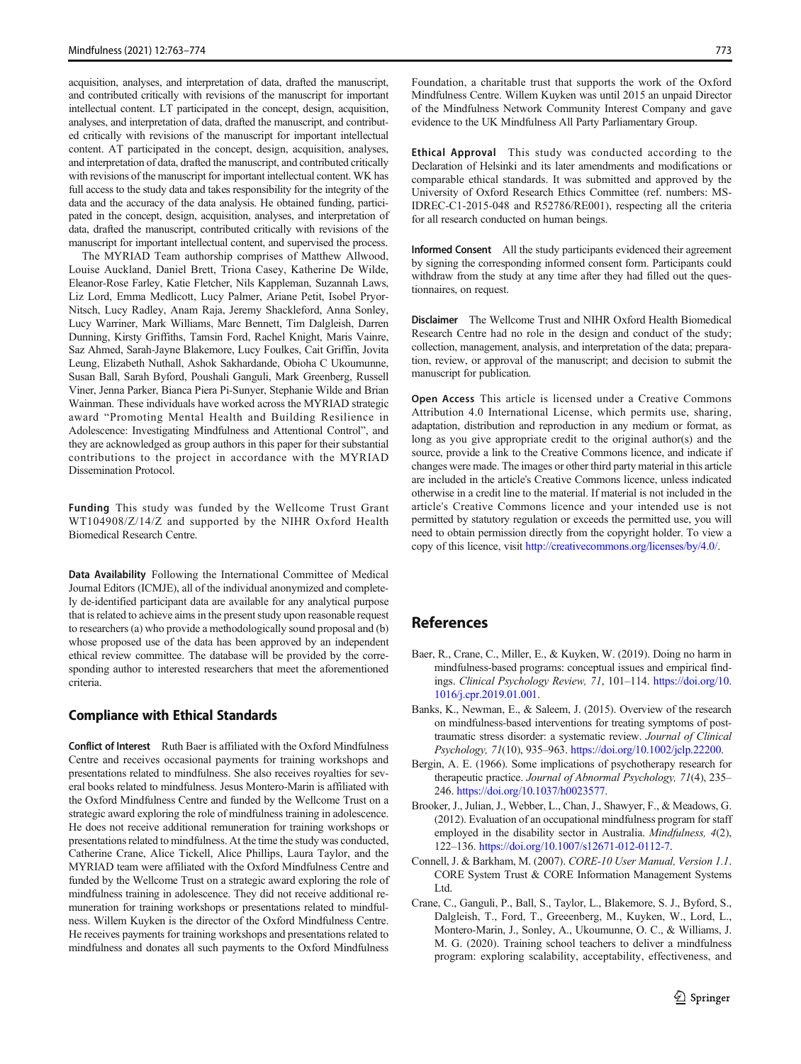acquisition, analyses, and interpretation of data, drafted the manuscript, and contributed critically with revisions of the manuscript for important intellectual content. LT participated in the concept, design, acquisition, analyses, and interpretation of data, drafted the manuscript, and contributed critically with revisions of the manuscript for important intellectual content. AT participated in the concept, design, acquisition, analyses, and interpretation of data, drafted the manuscript, and contributed critically with revisions of the manuscript for important intellectual content. WK has full access to the study data and takes responsibility for the integrity of the data and the accuracy of the data analysis. He obtained funding, participated in the concept, design, acquisition, analyses, and interpretation of data, drafted the manuscript, contributed critically with revisions of the manuscript for important intellectual content, and supervised the process.

The MYRIAD Team authorship comprises of Matthew Allwood, Louise Auckland, Daniel Brett, Triona Casey, Katherine De Wilde, Eleanor-Rose Farley, Katie Fletcher, Nils Kappleman, Suzannah Laws, Liz Lord, Emma Medlicott, Lucy Palmer, Ariane Petit, Isobel Pryor-Nitsch, Lucy Radley, Anam Raja, Jeremy Shackleford, Anna Sonley, Lucy Warriner, Mark Williams, Marc Bennett, Tim Dalgleish, Darren Dunning, Kirsty Griffiths, Tamsin Ford, Rachel Knight, Maris Vainre, Saz Ahmed, Sarah-Jayne Blakemore, Lucy Foulkes, Cait Griffin, Jovita Leung, Elizabeth Nuthall, Ashok Sakhardande, Obioha C Ukoumunne, Susan Ball, Sarah Byford, Poushali Ganguli, Mark Greenberg, Russell Viner, Jenna Parker, Bianca Piera Pi-Sunyer, Stephanie Wilde and Brian Wainman. These individuals have worked across the MYRIAD strategic award "Promoting Mental Health and Building Resilience in Adolescence: Investigating Mindfulness and Attentional Control", and they are acknowledged as group authors in this paper for their substantial contributions to the project in accordance with the MYRIAD Dissemination Protocol.

**Funding** This study was funded by the Wellcome Trust Grant WT104908/Z/14/Z and supported by the NIHR Oxford Health Biomedical Research Centre.

**Data Availability** Following the International Committee of Medical Journal Editors (ICMJE), all of the individual anonymized and completely de-identified participant data are available for any analytical purpose that is related to achieve aims in the present study upon reasonable request to researchers (a) who provide a methodologically sound proposal and (b) whose proposed use of the data has been approved by an independent ethical review committee. The database will be provided by the corresponding author to interested researchers that meet the aforementioned criteria.

## Compliance with Ethical Standards

**Conflict of Interest** Ruth Baer is affiliated with the Oxford Mindfulness Centre and receives occasional payments for training workshops and presentations related to mindfulness. She also receives royalties for several books related to mindfulness. Jesus Montero-Marin is affiliated with the Oxford Mindfulness Centre and funded by the Wellcome Trust on a strategic award exploring the role of mindfulness training in adolescence. He does not receive additional remuneration for training workshops or presentations related to mindfulness. At the time the study was conducted, Catherine Crane, Alice Tickell, Alice Phillips, Laura Taylor, and the MYRIAD team were affiliated with the Oxford Mindfulness Centre and funded by the Wellcome Trust on a strategic award exploring the role of mindfulness training in adolescence. They did not receive additional remuneration for training workshops or presentations related to mindfulness. Willem Kuyken is the director of the Oxford Mindfulness Centre. He receives payments for training workshops and presentations related to mindfulness and donates all such payments to the Oxford Mindfulness Foundation, a charitable trust that supports the work of the Oxford Mindfulness Centre. Willem Kuyken was until 2015 an unpaid Director of the Mindfulness Network Community Interest Company and gave evidence to the UK Mindfulness All Party Parliamentary Group.

**Ethical Approval** This study was conducted according to the Declaration of Helsinki and its later amendments and modifications or comparable ethical standards. It was submitted and approved by the University of Oxford Research Ethics Committee (ref. numbers: MS-IDREC-C1-2015-048 and R52786/RE001), respecting all the criteria for all research conducted on human beings.

**Informed Consent** All the study participants evidenced their agreement by signing the corresponding informed consent form. Participants could withdraw from the study at any time after they had filled out the questionnaires, on request.

**Disclaimer** The Wellcome Trust and NIHR Oxford Health Biomedical Research Centre had no role in the design and conduct of the study; collection, management, analysis, and interpretation of the data; preparation, review, or approval of the manuscript; and decision to submit the manuscript for publication.

**Open Access** This article is licensed under a Creative Commons Attribution 4.0 International License, which permits use, sharing, adaptation, distribution and reproduction in any medium or format, as long as you give appropriate credit to the original author(s) and the source, provide a link to the Creative Commons licence, and indicate if changes were made. The images or other third party material in this article are included in the article's Creative Commons licence, unless indicated otherwise in a credit line to the material. If material is not included in the article's Creative Commons licence and your intended use is not permitted by statutory regulation or exceeds the permitted use, you will need to obtain permission directly from the copyright holder. To view a copy of this licence, visit http://creativecommons.org/licenses/by/4.0/.

## References

Baer, R., Crane, C., Miller, E., & Kuyken, W. (2019). Doing no harm in mindfulness-based programs: conceptual issues and empirical findings. *Clinical Psychology Review, 71*, 101–114. https://doi.org/10.1016/j.cpr.2019.01.001.

Banks, K., Newman, E., & Saleem, J. (2015). Overview of the research on mindfulness-based interventions for treating symptoms of post-traumatic stress disorder: a systematic review. *Journal of Clinical Psychology, 71*(10), 935–963. https://doi.org/10.1002/jclp.22200.

Bergin, A. E. (1966). Some implications of psychotherapy research for therapeutic practice. *Journal of Abnormal Psychology, 71*(4), 235–246. https://doi.org/10.1037/h0023577.

Brooker, J., Julian, J., Webber, L., Chan, J., Shawyer, F., & Meadows, G. (2012). Evaluation of an occupational mindfulness program for staff employed in the disability sector in Australia. *Mindfulness, 4*(2), 122–136. https://doi.org/10.1007/s12671-012-0112-7.

Connell, J. & Barkham, M. (2007). *CORE-10 User Manual, Version 1.1*. CORE System Trust & CORE Information Management Systems Ltd.

Crane, C., Ganguli, P., Ball, S., Taylor, L., Blakemore, S. J., Byford, S., Dalgleish, T., Ford, T., Greeenberg, M., Kuyken, W., Lord, L., Montero-Marin, J., Sonley, A., Ukoumunne, O. C., & Williams, J. M. G. (2020). Training school teachers to deliver a mindfulness program: exploring scalability, acceptability, effectiveness, and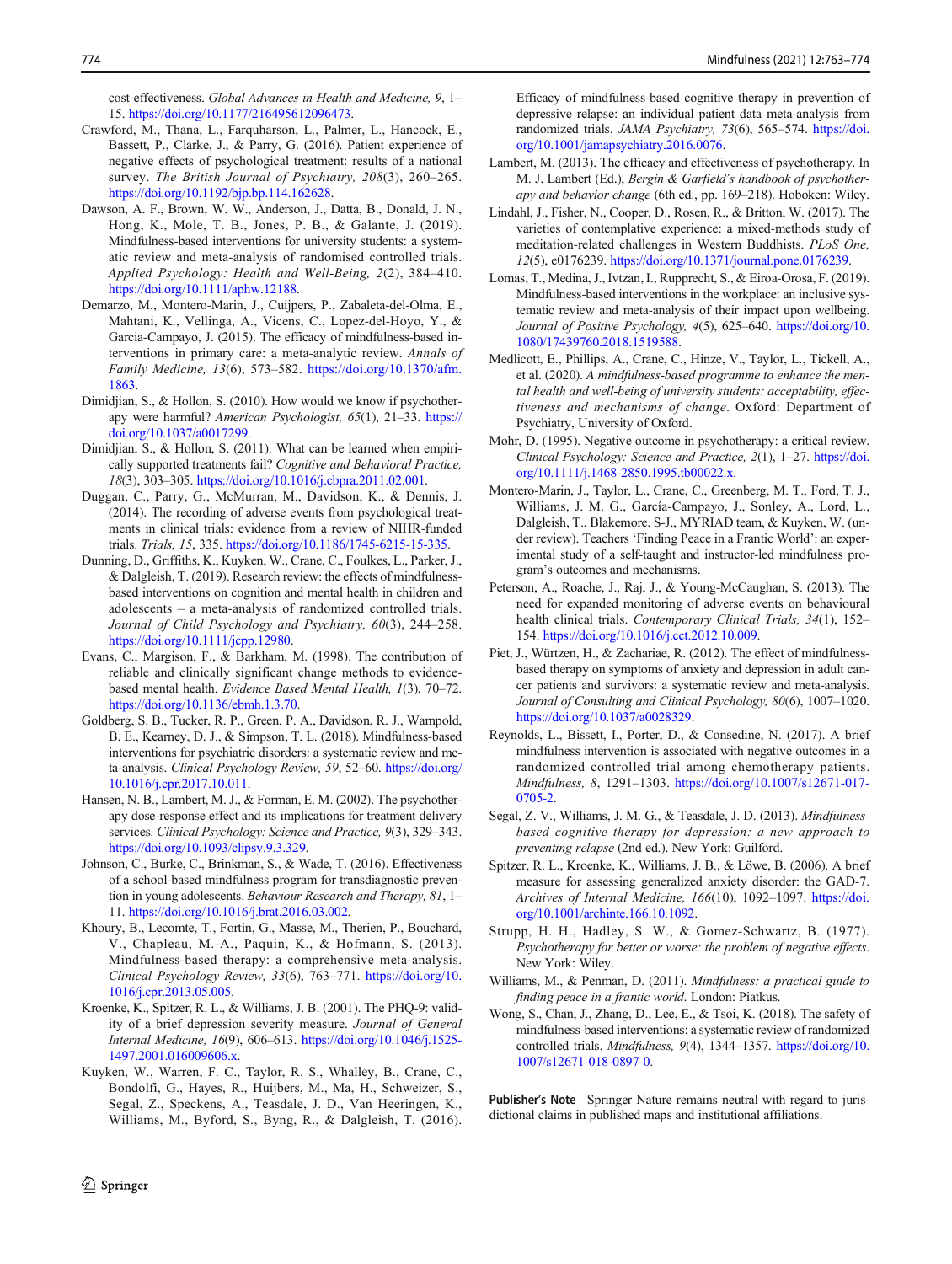cost-effectiveness. *Global Advances in Health and Medicine, 9*, 1–15. https://doi.org/10.1177/2164956120964733.

Crawford, M., Thana, L., Farquharson, L., Palmer, L., Hancock, E., Bassett, P., Clarke, J., & Parry, G. (2016). Patient experience of negative effects of psychological treatment: results of a national survey. *The British Journal of Psychiatry, 208*(3), 260–265. https://doi.org/10.1192/bjp.bp.114.162628.

Dawson, A. F., Brown, W. W., Anderson, J., Datta, B., Donald, J. N., Hong, K., Mole, T. B., Jones, P. B., & Galante, J. (2019). Mindfulness-based interventions for university students: a systematic review and meta-analysis of randomised controlled trials. *Applied Psychology: Health and Well-Being, 2*(2), 384–410. https://doi.org/10.1111/aphw.12188.

Demarzo, M., Montero-Marin, J., Cuijpers, P., Zabaleta-del-Olma, E., Mahtani, K., Vellinga, A., Vicens, C., Lopez-del-Hoyo, Y., & Garcia-Campayo, J. (2015). The efficacy of mindfulness-based interventions in primary care: a meta-analytic review. *Annals of Family Medicine, 13*(6), 573–582. https://doi.org/10.1370/afm.1863.

Dimidjian, S., & Hollon, S. (2010). How would we know if psychotherapy were harmful? *American Psychologist, 65*(1), 21–33. https://doi.org/10.1037/a0017299.

Dimidjian, S., & Hollon, S. (2011). What can be learned when empirically supported treatments fail? *Cognitive and Behavioral Practice, 18*(3), 303–305. https://doi.org/10.1016/j.cbpra.2011.02.001.

Duggan, C., Parry, G., McMurran, M., Davidson, K., & Dennis, J. (2014). The recording of adverse events from psychological treatments in clinical trials: evidence from a review of NIHR-funded trials. *Trials, 15*, 335. https://doi.org/10.1186/1745-6215-15-335.

Dunning, D., Griffiths, K., Kuyken, W., Crane, C., Foulkes, L., Parker, J., & Dalgleish, T. (2019). Research review: the effects of mindfulness-based interventions on cognition and mental health in children and adolescents – a meta-analysis of randomized controlled trials. *Journal of Child Psychology and Psychiatry, 60*(3), 244–258. https://doi.org/10.1111/jcpp.12980.

Evans, C., Margison, F., & Barkham, M. (1998). The contribution of reliable and clinically significant change methods to evidence-based mental health. *Evidence Based Mental Health, 1*(3), 70–72. https://doi.org/10.1136/ebmh.1.3.70.

Goldberg, S. B., Tucker, R. P., Green, P. A., Davidson, R. J., Wampold, B. E., Kearney, D. J., & Simpson, T. L. (2018). Mindfulness-based interventions for psychiatric disorders: a systematic review and meta-analysis. *Clinical Psychology Review, 59*, 52–60. https://doi.org/10.1016/j.cpr.2017.10.011.

Hansen, N. B., Lambert, M. J., & Forman, E. M. (2002). The psychotherapy dose-response effect and its implications for treatment delivery services. *Clinical Psychology: Science and Practice, 9*(3), 329–343. https://doi.org/10.1093/clipsy.9.3.329.

Johnson, C., Burke, C., Brinkman, S., & Wade, T. (2016). Effectiveness of a school-based mindfulness program for transdiagnostic prevention in young adolescents. *Behaviour Research and Therapy, 81*, 1–11. https://doi.org/10.1016/j.brat.2016.03.002.

Khoury, B., Lecomte, T., Fortin, G., Masse, M., Therien, P., Bouchard, V., Chapleau, M.-A., Paquin, K., & Hofmann, S. (2013). Mindfulness-based therapy: a comprehensive meta-analysis. *Clinical Psychology Review, 33*(6), 763–771. https://doi.org/10.1016/j.cpr.2013.05.005.

Kroenke, K., Spitzer, R. L., & Williams, J. B. (2001). The PHQ-9: validity of a brief depression severity measure. *Journal of General Internal Medicine, 16*(9), 606–613. https://doi.org/10.1046/j.1525-1497.2001.016009606.x.

Kuyken, W., Warren, F. C., Taylor, R. S., Whalley, B., Crane, C., Bondolfi, G., Hayes, R., Huijbers, M., Ma, H., Schweizer, S., Segal, Z., Speckens, A., Teasdale, J. D., Van Heeringen, K., Williams, M., Byford, S., Byng, R., & Dalgleish, T. (2016). Efficacy of mindfulness-based cognitive therapy in prevention of depressive relapse: an individual patient data meta-analysis from randomized trials. *JAMA Psychiatry, 73*(6), 565–574. https://doi.org/10.1001/jamapsychiatry.2016.0076.

Lambert, M. (2013). The efficacy and effectiveness of psychotherapy. In M. J. Lambert (Ed.), *Bergin & Garfield's handbook of psychotherapy and behavior change* (6th ed., pp. 169–218). Hoboken: Wiley.

Lindahl, J., Fisher, N., Cooper, D., Rosen, R., & Britton, W. (2017). The varieties of contemplative experience: a mixed-methods study of meditation-related challenges in Western Buddhists. *PLoS One, 12*(5), e0176239. https://doi.org/10.1371/journal.pone.0176239.

Lomas, T., Medina, J., Ivtzan, I., Rupprecht, S., & Eiroa-Orosa, F. (2019). Mindfulness-based interventions in the workplace: an inclusive systematic review and meta-analysis of their impact upon wellbeing. *Journal of Positive Psychology, 4*(5), 625–640. https://doi.org/10.1080/17439760.2018.1519588.

Medlicott, E., Phillips, A., Crane, C., Hinze, V., Taylor, L., Tickell, A., et al. (2020). *A mindfulness-based programme to enhance the mental health and well-being of university students: acceptability, effectiveness and mechanisms of change*. Oxford: Department of Psychiatry, University of Oxford.

Mohr, D. (1995). Negative outcome in psychotherapy: a critical review. *Clinical Psychology: Science and Practice, 2*(1), 1–27. https://doi.org/10.1111/j.1468-2850.1995.tb00022.x.

Montero-Marin, J., Taylor, L., Crane, C., Greenberg, M. T., Ford, T. J., Williams, J. M. G., García-Campayo, J., Sonley, A., Lord, L., Dalgleish, T., Blakemore, S-J., MYRIAD team, & Kuyken, W. (under review). Teachers 'Finding Peace in a Frantic World': an experimental study of a self-taught and instructor-led mindfulness program's outcomes and mechanisms.

Peterson, A., Roache, J., Raj, J., & Young-McCaughan, S. (2013). The need for expanded monitoring of adverse events on behavioural health clinical trials. *Contemporary Clinical Trials, 34*(1), 152–154. https://doi.org/10.1016/j.cct.2012.10.009.

Piet, J., Würtzen, H., & Zachariae, R. (2012). The effect of mindfulness-based therapy on symptoms of anxiety and depression in adult cancer patients and survivors: a systematic review and meta-analysis. *Journal of Consulting and Clinical Psychology, 80*(6), 1007–1020. https://doi.org/10.1037/a0028329.

Reynolds, L., Bissett, I., Porter, D., & Consedine, N. (2017). A brief mindfulness intervention is associated with negative outcomes in a randomized controlled trial among chemotherapy patients. *Mindfulness, 8*, 1291–1303. https://doi.org/10.1007/s12671-017-0705-2.

Segal, Z. V., Williams, J. M. G., & Teasdale, J. D. (2013). *Mindfulness-based cognitive therapy for depression: a new approach to preventing relapse* (2nd ed.). New York: Guilford.

Spitzer, R. L., Kroenke, K., Williams, J. B., & Löwe, B. (2006). A brief measure for assessing generalized anxiety disorder: the GAD-7. *Archives of Internal Medicine, 166*(10), 1092–1097. https://doi.org/10.1001/archinte.166.10.1092.

Strupp, H. H., Hadley, S. W., & Gomez-Schwartz, B. (1977). *Psychotherapy for better or worse: the problem of negative effects*. New York: Wiley.

Williams, M., & Penman, D. (2011). *Mindfulness: a practical guide to finding peace in a frantic world*. London: Piatkus.

Wong, S., Chan, J., Zhang, D., Lee, E., & Tsoi, K. (2018). The safety of mindfulness-based interventions: a systematic review of randomized controlled trials. *Mindfulness, 9*(4), 1344–1357. https://doi.org/10.1007/s12671-018-0897-0.

**Publisher's Note** Springer Nature remains neutral with regard to jurisdictional claims in published maps and institutional affiliations.